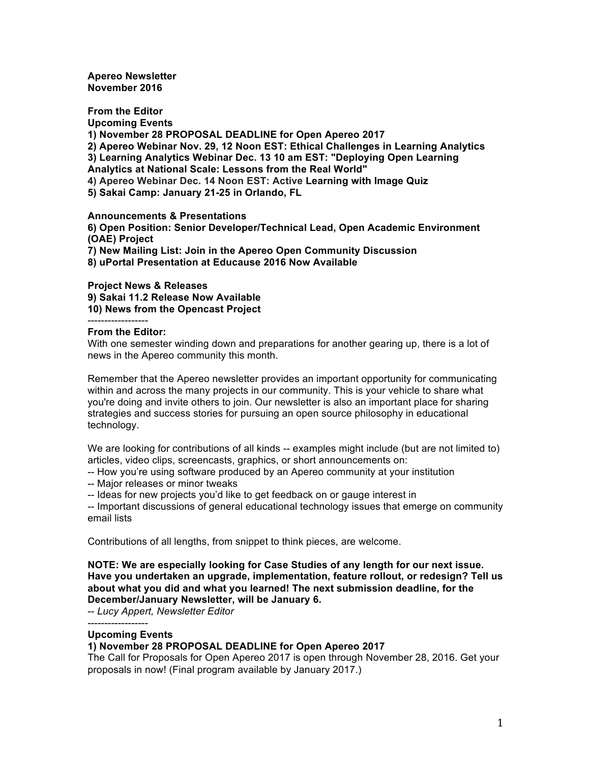**Apereo Newsletter**
**November 2016**

**From the Editor**
**Upcoming Events**
**1) November 28 PROPOSAL DEADLINE for Open Apereo 2017**
**2) Apereo Webinar Nov. 29, 12 Noon EST: Ethical Challenges in Learning Analytics**
**3) Learning Analytics Webinar Dec. 13 10 am EST: "Deploying Open Learning Analytics at National Scale: Lessons from the Real World"**
**4) Apereo Webinar Dec. 14 Noon EST: Active Learning with Image Quiz**
**5) Sakai Camp: January 21-25 in Orlando, FL**

**Announcements & Presentations**
**6) Open Position: Senior Developer/Technical Lead, Open Academic Environment (OAE) Project**
**7) New Mailing List: Join in the Apereo Open Community Discussion**
**8) uPortal Presentation at Educause 2016 Now Available**

**Project News & Releases**
**9) Sakai 11.2 Release Now Available**
**10) News from the Opencast Project**

------------------

**From the Editor:**

With one semester winding down and preparations for another gearing up, there is a lot of news in the Apereo community this month.

Remember that the Apereo newsletter provides an important opportunity for communicating within and across the many projects in our community. This is your vehicle to share what you're doing and invite others to join. Our newsletter is also an important place for sharing strategies and success stories for pursuing an open source philosophy in educational technology.

We are looking for contributions of all kinds -- examples might include (but are not limited to) articles, video clips, screencasts, graphics, or short announcements on:

-- How you're using software produced by an Apereo community at your institution
-- Major releases or minor tweaks
-- Ideas for new projects you'd like to get feedback on or gauge interest in
-- Important discussions of general educational technology issues that emerge on community email lists

Contributions of all lengths, from snippet to think pieces, are welcome.

**NOTE: We are especially looking for Case Studies of any length for our next issue. Have you undertaken an upgrade, implementation, feature rollout, or redesign? Tell us about what you did and what you learned! The next submission deadline, for the December/January Newsletter, will be January 6.**

*-- Lucy Appert, Newsletter Editor*

------------------

**Upcoming Events**

**1) November 28 PROPOSAL DEADLINE for Open Apereo 2017**

The Call for Proposals for Open Apereo 2017 is open through November 28, 2016. Get your proposals in now! (Final program available by January 2017.)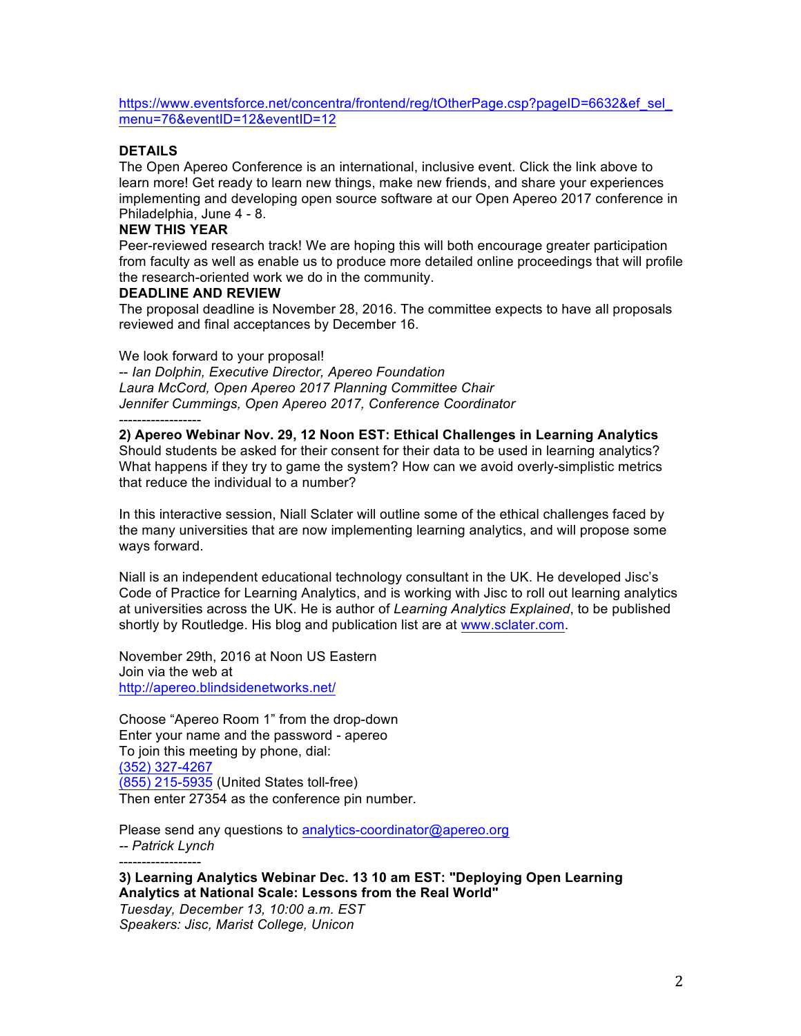https://www.eventsforce.net/concentra/frontend/reg/tOtherPage.csp?pageID=6632&ef_sel_menu=76&eventID=12&eventID=12

**DETAILS**

The Open Apereo Conference is an international, inclusive event. Click the link above to learn more! Get ready to learn new things, make new friends, and share your experiences implementing and developing open source software at our Open Apereo 2017 conference in Philadelphia, June 4 - 8.

**NEW THIS YEAR**

Peer-reviewed research track! We are hoping this will both encourage greater participation from faculty as well as enable us to produce more detailed online proceedings that will profile the research-oriented work we do in the community.

**DEADLINE AND REVIEW**

The proposal deadline is November 28, 2016. The committee expects to have all proposals reviewed and final acceptances by December 16.

We look forward to your proposal!

-- *Ian Dolphin, Executive Director, Apereo Foundation*
*Laura McCord, Open Apereo 2017 Planning Committee Chair*
*Jennifer Cummings, Open Apereo 2017, Conference Coordinator*

------------------

**2) Apereo Webinar Nov. 29, 12 Noon EST: Ethical Challenges in Learning Analytics**

Should students be asked for their consent for their data to be used in learning analytics? What happens if they try to game the system? How can we avoid overly-simplistic metrics that reduce the individual to a number?

In this interactive session, Niall Sclater will outline some of the ethical challenges faced by the many universities that are now implementing learning analytics, and will propose some ways forward.

Niall is an independent educational technology consultant in the UK. He developed Jisc's Code of Practice for Learning Analytics, and is working with Jisc to roll out learning analytics at universities across the UK. He is author of *Learning Analytics Explained*, to be published shortly by Routledge. His blog and publication list are at www.sclater.com.

November 29th, 2016 at Noon US Eastern
Join via the web at
http://apereo.blindsidenetworks.net/

Choose "Apereo Room 1" from the drop-down
Enter your name and the password - apereo
To join this meeting by phone, dial:
(352) 327-4267
(855) 215-5935 (United States toll-free)
Then enter 27354 as the conference pin number.

Please send any questions to analytics-coordinator@apereo.org
-- *Patrick Lynch*

------------------

**3) Learning Analytics Webinar Dec. 13 10 am EST: "Deploying Open Learning Analytics at National Scale: Lessons from the Real World"**

*Tuesday, December 13, 10:00 a.m. EST*
*Speakers: Jisc, Marist College, Unicon*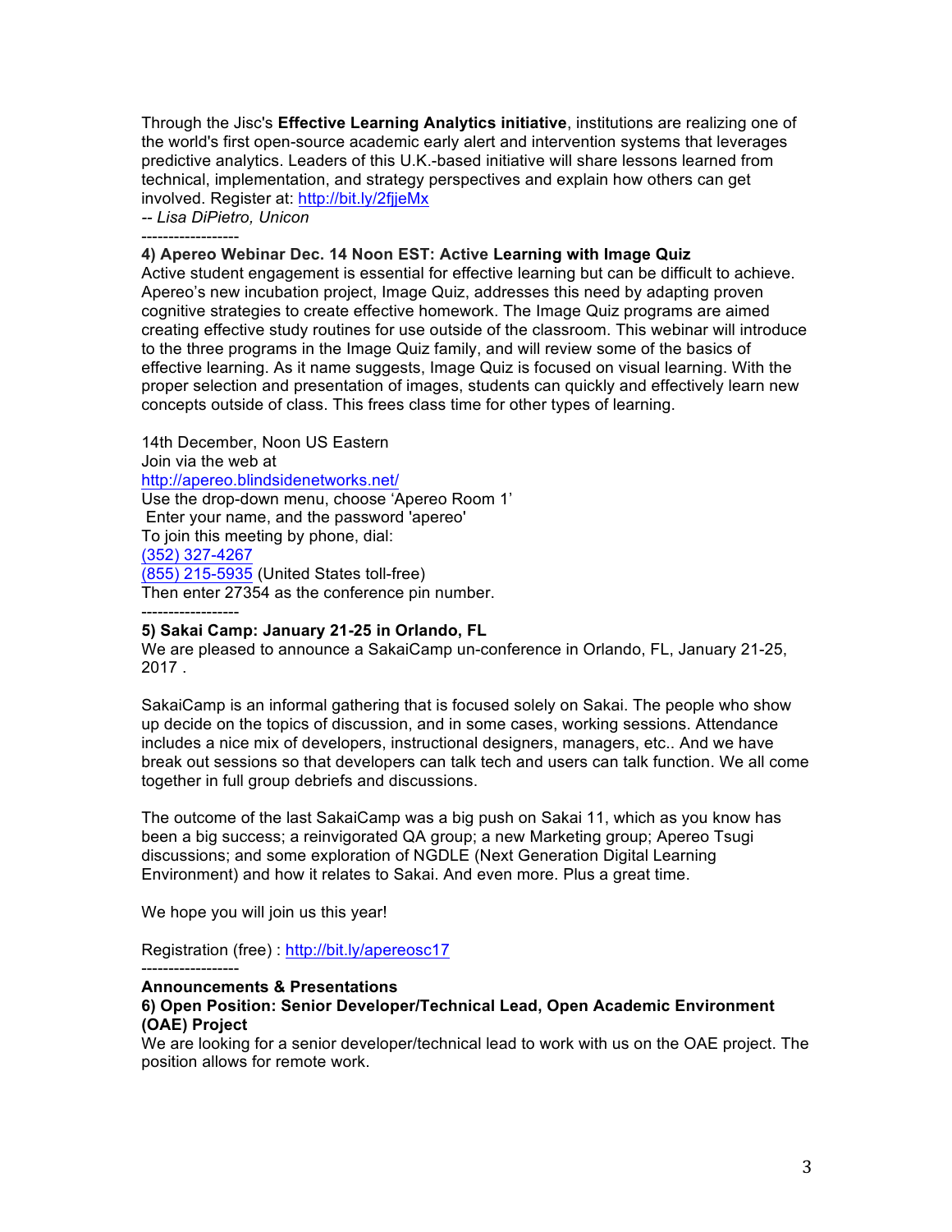Through the Jisc's **Effective Learning Analytics initiative**, institutions are realizing one of the world's first open-source academic early alert and intervention systems that leverages predictive analytics. Leaders of this U.K.-based initiative will share lessons learned from technical, implementation, and strategy perspectives and explain how others can get involved. Register at: http://bit.ly/2fjjeMx

*-- Lisa DiPietro, Unicon*

------------------

**4) Apereo Webinar Dec. 14 Noon EST: Active Learning with Image Quiz**

Active student engagement is essential for effective learning but can be difficult to achieve. Apereo's new incubation project, Image Quiz, addresses this need by adapting proven cognitive strategies to create effective homework. The Image Quiz programs are aimed creating effective study routines for use outside of the classroom. This webinar will introduce to the three programs in the Image Quiz family, and will review some of the basics of effective learning. As it name suggests, Image Quiz is focused on visual learning. With the proper selection and presentation of images, students can quickly and effectively learn new concepts outside of class. This frees class time for other types of learning.

14th December, Noon US Eastern
Join via the web at
http://apereo.blindsidenetworks.net/
Use the drop-down menu, choose 'Apereo Room 1'
Enter your name, and the password 'apereo'
To join this meeting by phone, dial:
(352) 327-4267
(855) 215-5935 (United States toll-free)
Then enter 27354 as the conference pin number.

------------------

**5) Sakai Camp: January 21-25 in Orlando, FL**

We are pleased to announce a SakaiCamp un-conference in Orlando, FL, January 21-25, 2017 .

SakaiCamp is an informal gathering that is focused solely on Sakai. The people who show up decide on the topics of discussion, and in some cases, working sessions. Attendance includes a nice mix of developers, instructional designers, managers, etc.. And we have break out sessions so that developers can talk tech and users can talk function. We all come together in full group debriefs and discussions.

The outcome of the last SakaiCamp was a big push on Sakai 11, which as you know has been a big success; a reinvigorated QA group; a new Marketing group; Apereo Tsugi discussions; and some exploration of NGDLE (Next Generation Digital Learning Environment) and how it relates to Sakai. And even more. Plus a great time.

We hope you will join us this year!

Registration (free) : http://bit.ly/apereosc17

------------------

**Announcements & Presentations**

**6) Open Position: Senior Developer/Technical Lead, Open Academic Environment (OAE) Project**

We are looking for a senior developer/technical lead to work with us on the OAE project. The position allows for remote work.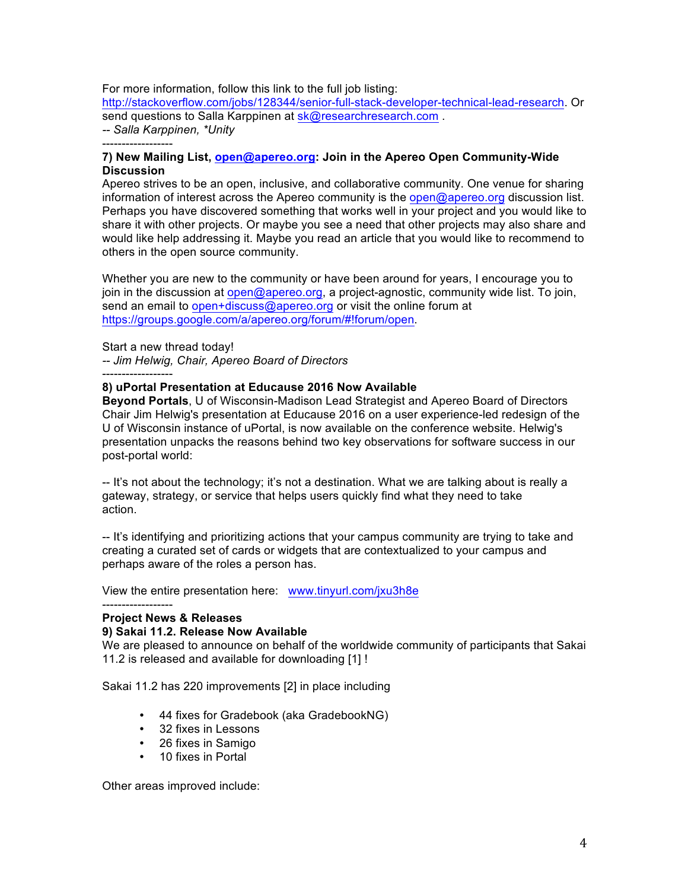For more information, follow this link to the full job listing: http://stackoverflow.com/jobs/128344/senior-full-stack-developer-technical-lead-research. Or send questions to Salla Karppinen at sk@researchresearch.com .

-- *Salla Karppinen, *Unity*

------------------

**7) New Mailing List, open@apereo.org: Join in the Apereo Open Community-Wide Discussion**

Apereo strives to be an open, inclusive, and collaborative community. One venue for sharing information of interest across the Apereo community is the open@apereo.org discussion list. Perhaps you have discovered something that works well in your project and you would like to share it with other projects. Or maybe you see a need that other projects may also share and would like help addressing it. Maybe you read an article that you would like to recommend to others in the open source community.

Whether you are new to the community or have been around for years, I encourage you to join in the discussion at open@apereo.org, a project-agnostic, community wide list. To join, send an email to open+discuss@apereo.org or visit the online forum at https://groups.google.com/a/apereo.org/forum/#!forum/open.

Start a new thread today!

-- *Jim Helwig, Chair, Apereo Board of Directors*

------------------

**8) uPortal Presentation at Educause 2016 Now Available**

**Beyond Portals**, U of Wisconsin-Madison Lead Strategist and Apereo Board of Directors Chair Jim Helwig's presentation at Educause 2016 on a user experience-led redesign of the U of Wisconsin instance of uPortal, is now available on the conference website. Helwig's presentation unpacks the reasons behind two key observations for software success in our post-portal world:

-- It's not about the technology; it's not a destination. What we are talking about is really a gateway, strategy, or service that helps users quickly find what they need to take action.

-- It's identifying and prioritizing actions that your campus community are trying to take and creating a curated set of cards or widgets that are contextualized to your campus and perhaps aware of the roles a person has.

View the entire presentation here: www.tinyurl.com/jxu3h8e

------------------

**Project News & Releases**

**9) Sakai 11.2. Release Now Available**

We are pleased to announce on behalf of the worldwide community of participants that Sakai 11.2 is released and available for downloading [1] !

Sakai 11.2 has 220 improvements [2] in place including

- 44 fixes for Gradebook (aka GradebookNG)
- 32 fixes in Lessons
- 26 fixes in Samigo
- 10 fixes in Portal

Other areas improved include: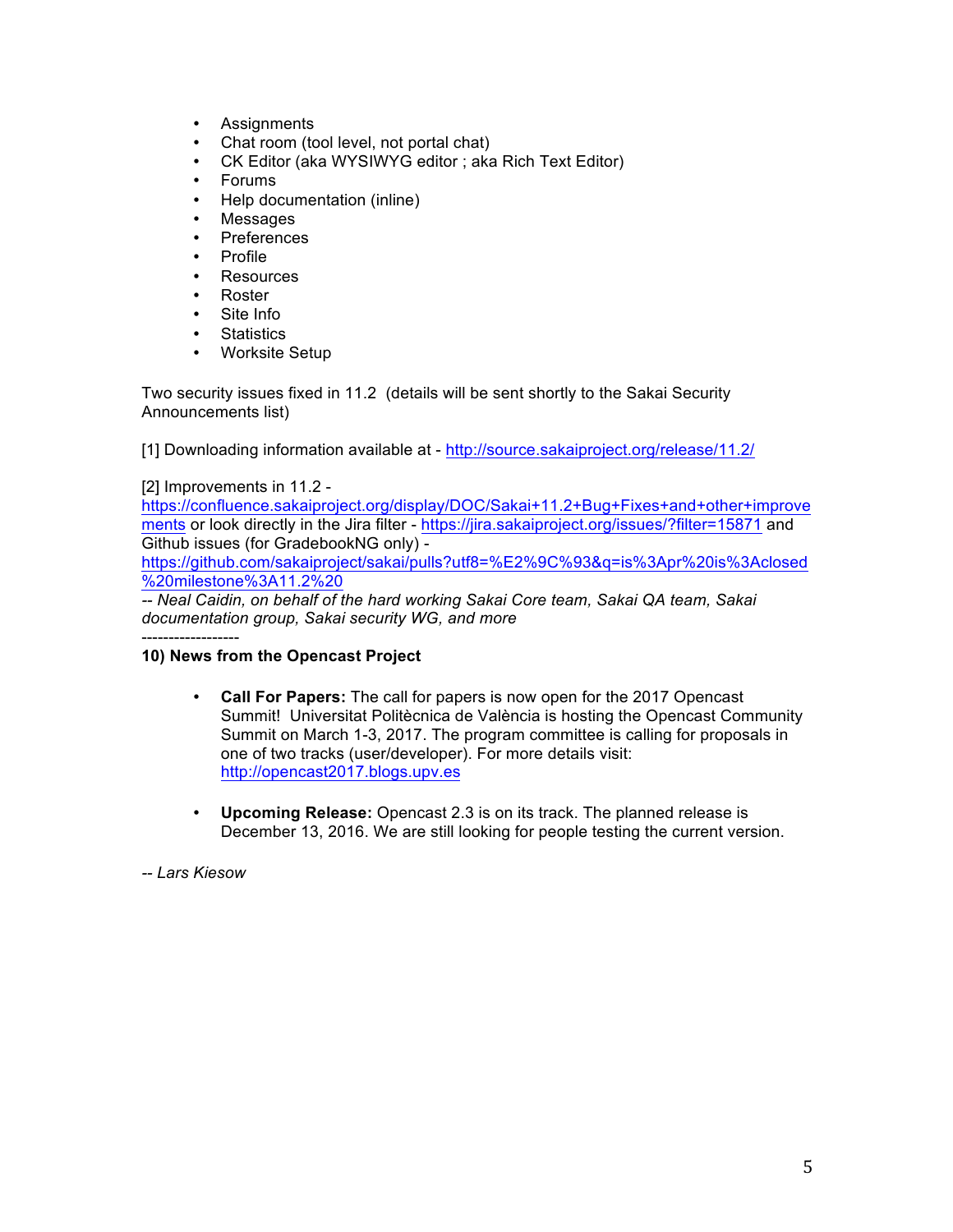- Assignments
- Chat room (tool level, not portal chat)
- CK Editor (aka WYSIWYG editor ; aka Rich Text Editor)
- Forums
- Help documentation (inline)
- Messages
- Preferences
- Profile
- Resources
- Roster
- Site Info
- Statistics
- Worksite Setup

Two security issues fixed in 11.2 (details will be sent shortly to the Sakai Security Announcements list)

[1] Downloading information available at - http://source.sakaiproject.org/release/11.2/

[2] Improvements in 11.2 - https://confluence.sakaiproject.org/display/DOC/Sakai+11.2+Bug+Fixes+and+other+improvements or look directly in the Jira filter - https://jira.sakaiproject.org/issues/?filter=15871 and Github issues (for GradebookNG only) - https://github.com/sakaiproject/sakai/pulls?utf8=%E2%9C%93&q=is%3Apr%20is%3Aclosed%20milestone%3A11.2%20

*-- Neal Caidin, on behalf of the hard working Sakai Core team, Sakai QA team, Sakai documentation group, Sakai security WG, and more*

------------------

**10) News from the Opencast Project**

- **Call For Papers:** The call for papers is now open for the 2017 Opencast Summit! Universitat Politècnica de València is hosting the Opencast Community Summit on March 1-3, 2017. The program committee is calling for proposals in one of two tracks (user/developer). For more details visit: http://opencast2017.blogs.upv.es

- **Upcoming Release:** Opencast 2.3 is on its track. The planned release is December 13, 2016. We are still looking for people testing the current version.

*-- Lars Kiesow*